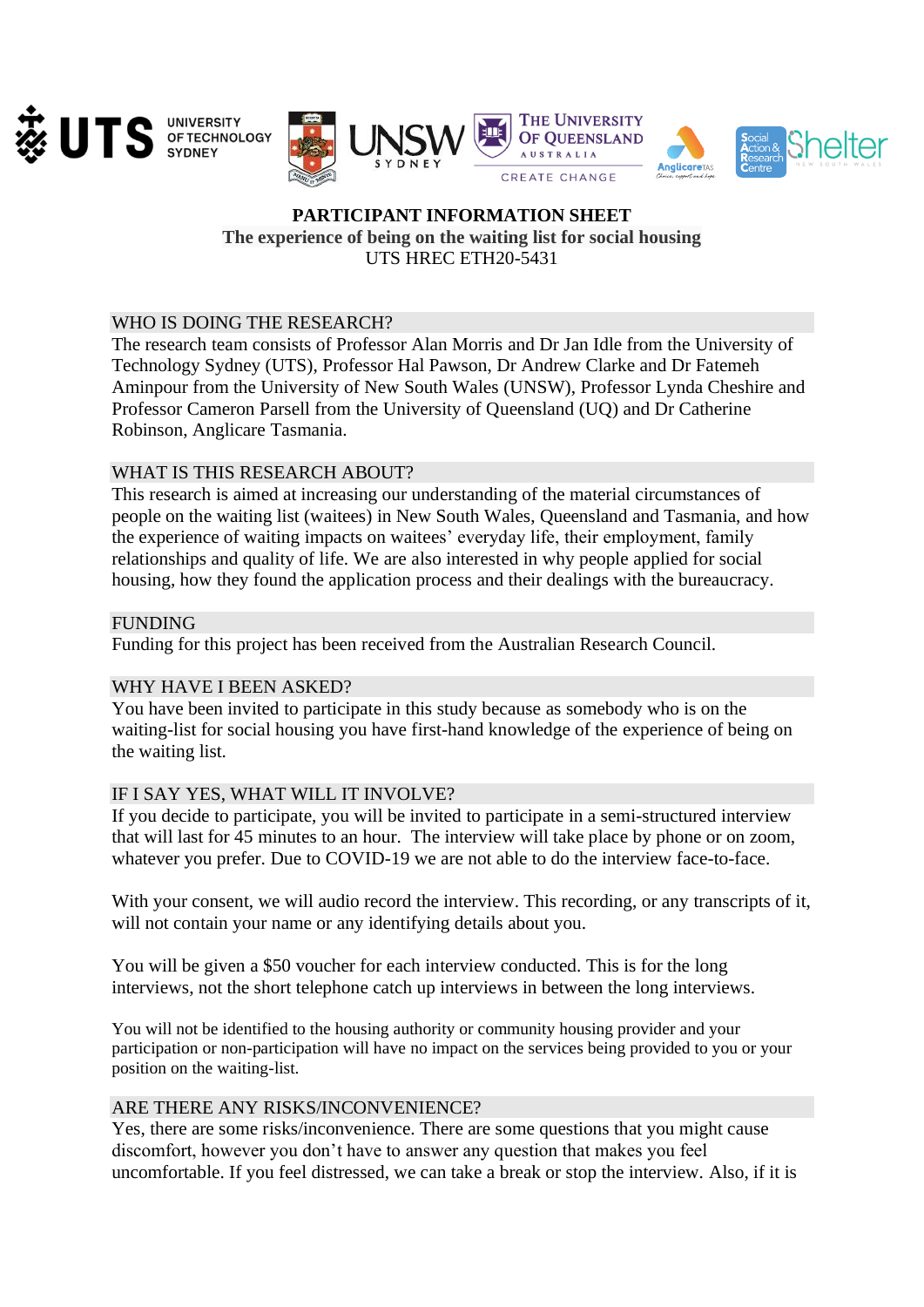# PARTICIPANT INFORMATION SHEET

**The experience of being on the waiting list for social housing**

UTS HREC ETH20-5431

## WHO IS DOING THE RESEARCH?

The research team consists of Professor Alan Morris and Dr Jan Idle from the University of Technology Sydney (UTS), Professor Hal Pawson, Dr Andrew Clarke and Dr Fatemeh Aminpour from the University of New South Wales (UNSW), Professor Lynda Cheshire and Professor Cameron Parsell from the University of Queensland (UQ) and Dr Catherine Robinson, Anglicare Tasmania.

## WHAT IS THIS RESEARCH ABOUT?

This research is aimed at increasing our understanding of the material circumstances of people on the waiting list (waitees) in New South Wales, Queensland and Tasmania, and how the experience of waiting impacts on waitees' everyday life, their employment, family relationships and quality of life. We are also interested in why people applied for social housing, how they found the application process and their dealings with the bureaucracy.

## FUNDING

Funding for this project has been received from the Australian Research Council.

## WHY HAVE I BEEN ASKED?

You have been invited to participate in this study because as somebody who is on the waiting-list for social housing you have first-hand knowledge of the experience of being on the waiting list.

## IF I SAY YES, WHAT WILL IT INVOLVE?

If you decide to participate, you will be invited to participate in a semi-structured interview that will last for 45 minutes to an hour. The interview will take place by phone or on zoom, whatever you prefer. Due to COVID-19 we are not able to do the interview face-to-face.

With your consent, we will audio record the interview. This recording, or any transcripts of it, will not contain your name or any identifying details about you.

You will be given a $50 voucher for each interview conducted. This is for the long interviews, not the short telephone catch up interviews in between the long interviews.

You will not be identified to the housing authority or community housing provider and your participation or non-participation will have no impact on the services being provided to you or your position on the waiting-list.

## ARE THERE ANY RISKS/INCONVENIENCE?

Yes, there are some risks/inconvenience. There are some questions that you might cause discomfort, however you don't have to answer any question that makes you feel uncomfortable. If you feel distressed, we can take a break or stop the interview. Also, if it is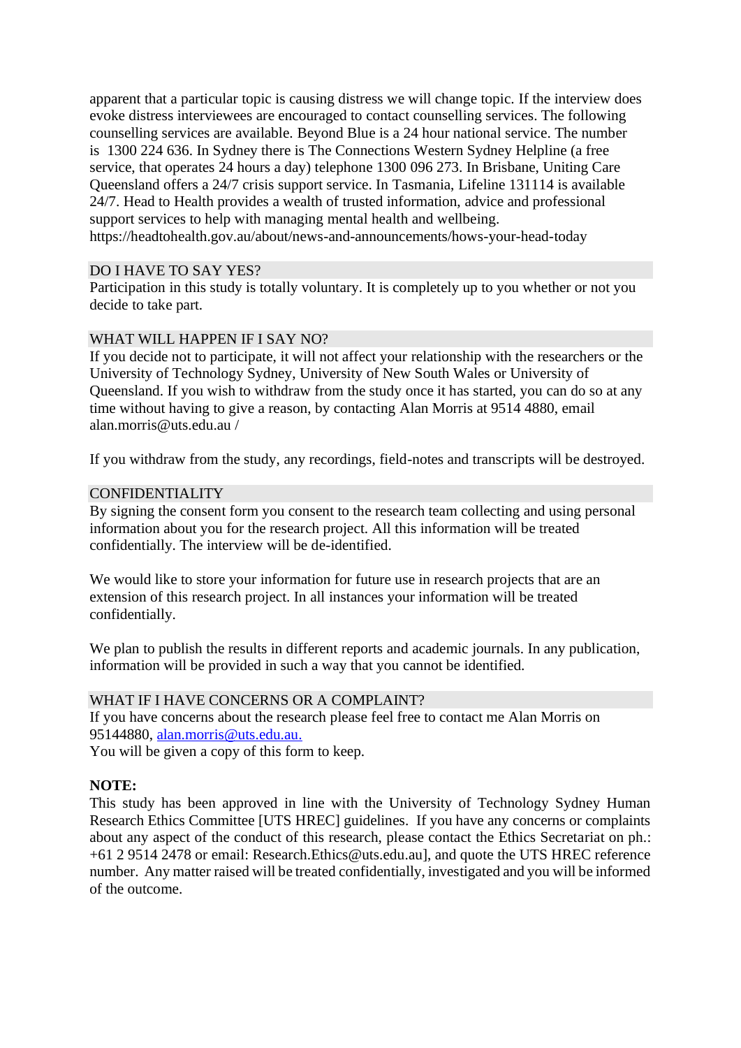apparent that a particular topic is causing distress we will change topic. If the interview does evoke distress interviewees are encouraged to contact counselling services. The following counselling services are available. Beyond Blue is a 24 hour national service. The number is 1300 224 636. In Sydney there is The Connections Western Sydney Helpline (a free service, that operates 24 hours a day) telephone 1300 096 273. In Brisbane, Uniting Care Queensland offers a 24/7 crisis support service. In Tasmania, Lifeline 131114 is available 24/7. Head to Health provides a wealth of trusted information, advice and professional support services to help with managing mental health and wellbeing.
https://headtohealth.gov.au/about/news-and-announcements/hows-your-head-today

## DO I HAVE TO SAY YES?

Participation in this study is totally voluntary. It is completely up to you whether or not you decide to take part.

## WHAT WILL HAPPEN IF I SAY NO?

If you decide not to participate, it will not affect your relationship with the researchers or the University of Technology Sydney, University of New South Wales or University of Queensland. If you wish to withdraw from the study once it has started, you can do so at any time without having to give a reason, by contacting Alan Morris at 9514 4880, email alan.morris@uts.edu.au /

If you withdraw from the study, any recordings, field-notes and transcripts will be destroyed.

## CONFIDENTIALITY

By signing the consent form you consent to the research team collecting and using personal information about you for the research project. All this information will be treated confidentially. The interview will be de-identified.

We would like to store your information for future use in research projects that are an extension of this research project. In all instances your information will be treated confidentially.

We plan to publish the results in different reports and academic journals. In any publication, information will be provided in such a way that you cannot be identified.

## WHAT IF I HAVE CONCERNS OR A COMPLAINT?

If you have concerns about the research please feel free to contact me Alan Morris on 95144880, alan.morris@uts.edu.au.
You will be given a copy of this form to keep.

**NOTE:**
This study has been approved in line with the University of Technology Sydney Human Research Ethics Committee [UTS HREC] guidelines. If you have any concerns or complaints about any aspect of the conduct of this research, please contact the Ethics Secretariat on ph.: +61 2 9514 2478 or email: Research.Ethics@uts.edu.au], and quote the UTS HREC reference number. Any matter raised will be treated confidentially, investigated and you will be informed of the outcome.